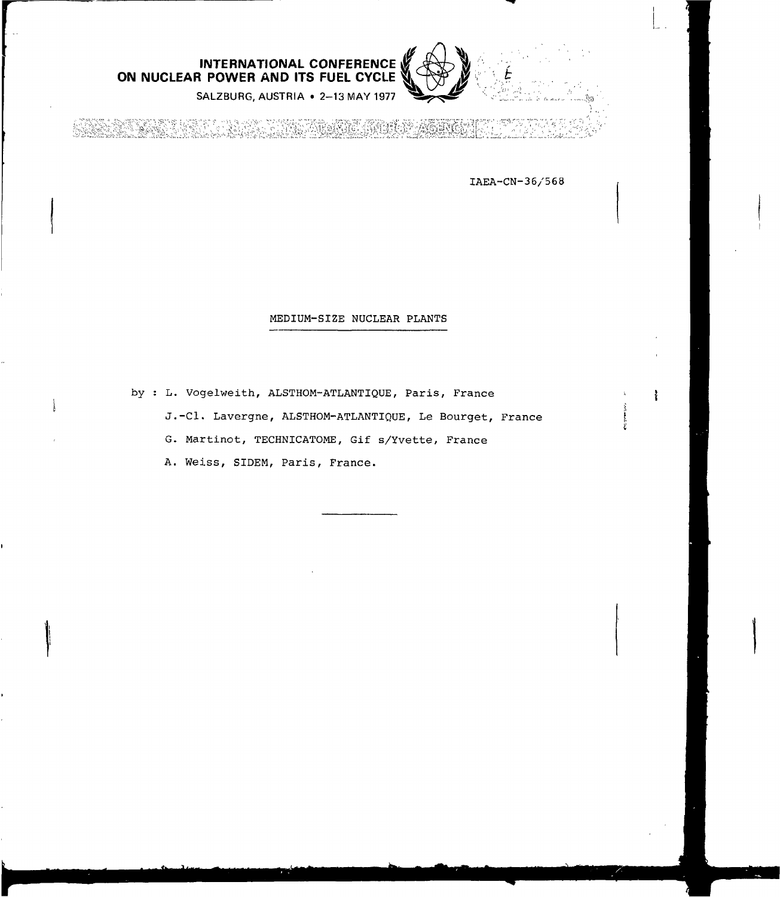INTERNATIONAL CONFERENCE ON NUCLEAR POWER AND ITS FUEL CYCLE

SALZBURG, AUSTRIA • 2–13 MAY 1977

INTERNATIONAL ATOMIC ENERGY AGENCY

IAEA-CN-36/568

# MEDIUM-SIZE NUCLEAR PLANTS

by : L. Vogelweith, ALSTHOM-ATLANTIQUE, Paris, France

J.-Cl. Lavergne, ALSTHOM-ATLANTIQUE, Le Bourget, France

G. Martinot, TECHNICATOME, Gif s/Yvette, France

A. Weiss, SIDEM, Paris, France.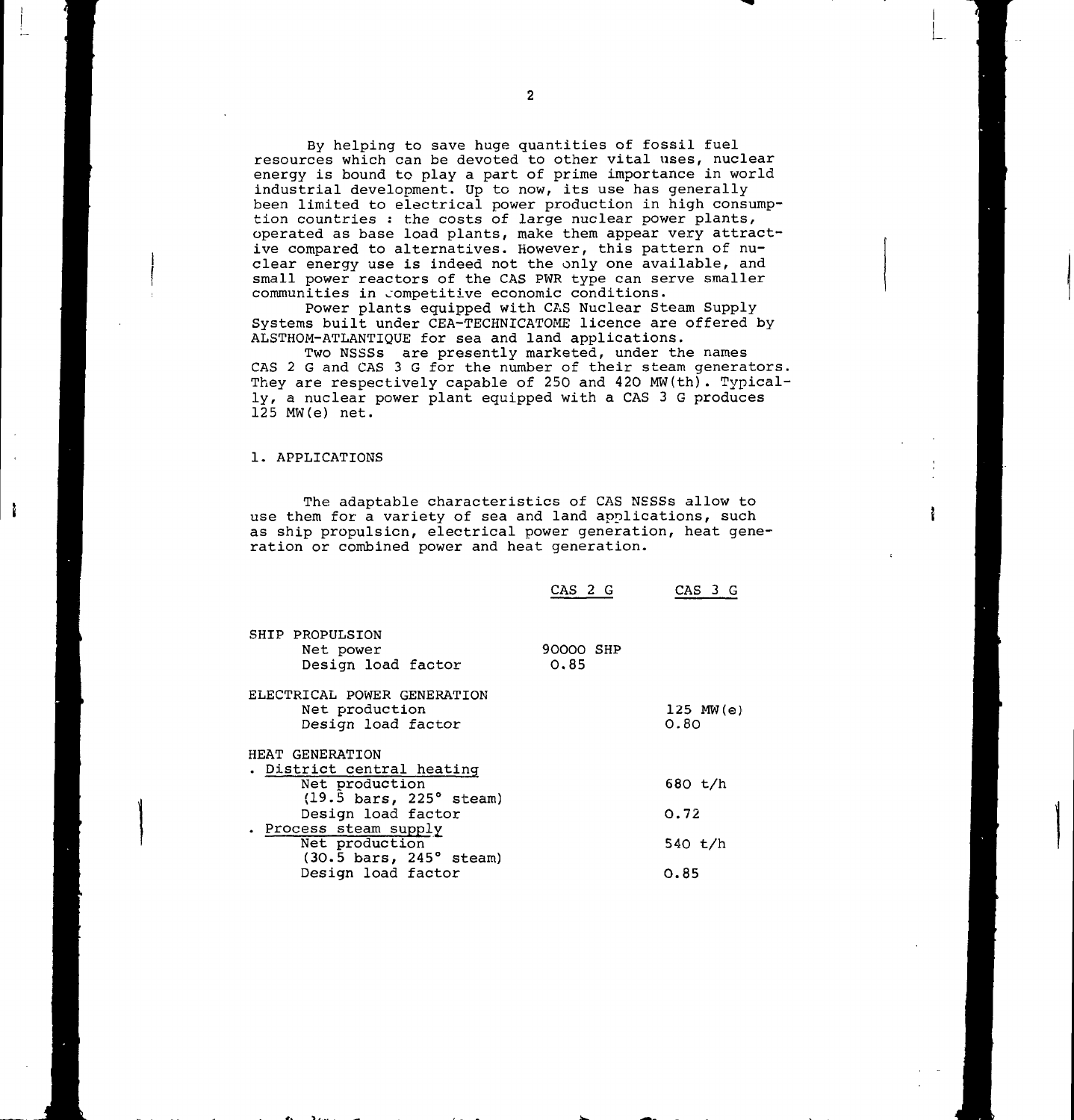By helping to save huge quantities of fossil fuel resources which can be devoted to other vital uses, nuclear energy is bound to play a part of prime importance in world industrial development. Up to now, its use has generally been limited to electrical power production in high consumption countries : the costs of large nuclear power plants, operated as base load plants, make them appear very attractive compared to alternatives. However, this pattern of nuclear energy use is indeed not the only one available, and small power reactors of the CAS PWR type can serve smaller communities in competitive economic conditions.

Power plants equipped with CAS Nuclear Steam Supply Systems built under CEA-TECHNICATOME licence are offered by ALSTHOM-ATLANTIQUE for sea and land applications.

Two NSSSs are presently marketed, under the names CAS 2 G and CAS 3 G for the number of their steam generators. They are respectively capable of 250 and 420 MW(th). Typically, a nuclear power plant equipped with a CAS 3 G produces 125 MW(e) net.

## 1. APPLICATIONS

The adaptable characteristics of CAS NSSSs allow to use them for a variety of sea and land applications, such as ship propulsion, electrical power generation, heat generation or combined power and heat generation.

| | CAS 2 G | CAS 3 G |
|---|---|---|
| SHIP PROPULSION | | |
| Net power | 90000 SHP | |
| Design load factor | 0.85 | |
| ELECTRICAL POWER GENERATION | | |
| Net production | | 125 MW(e) |
| Design load factor | | 0.80 |
| HEAT GENERATION | | |
| . District central heating | | |
| Net production (19.5 bars, 225° steam) | | 680 t/h |
| Design load factor | | 0.72 |
| . Process steam supply | | |
| Net production (30.5 bars, 245° steam) | | 540 t/h |
| Design load factor | | 0.85 |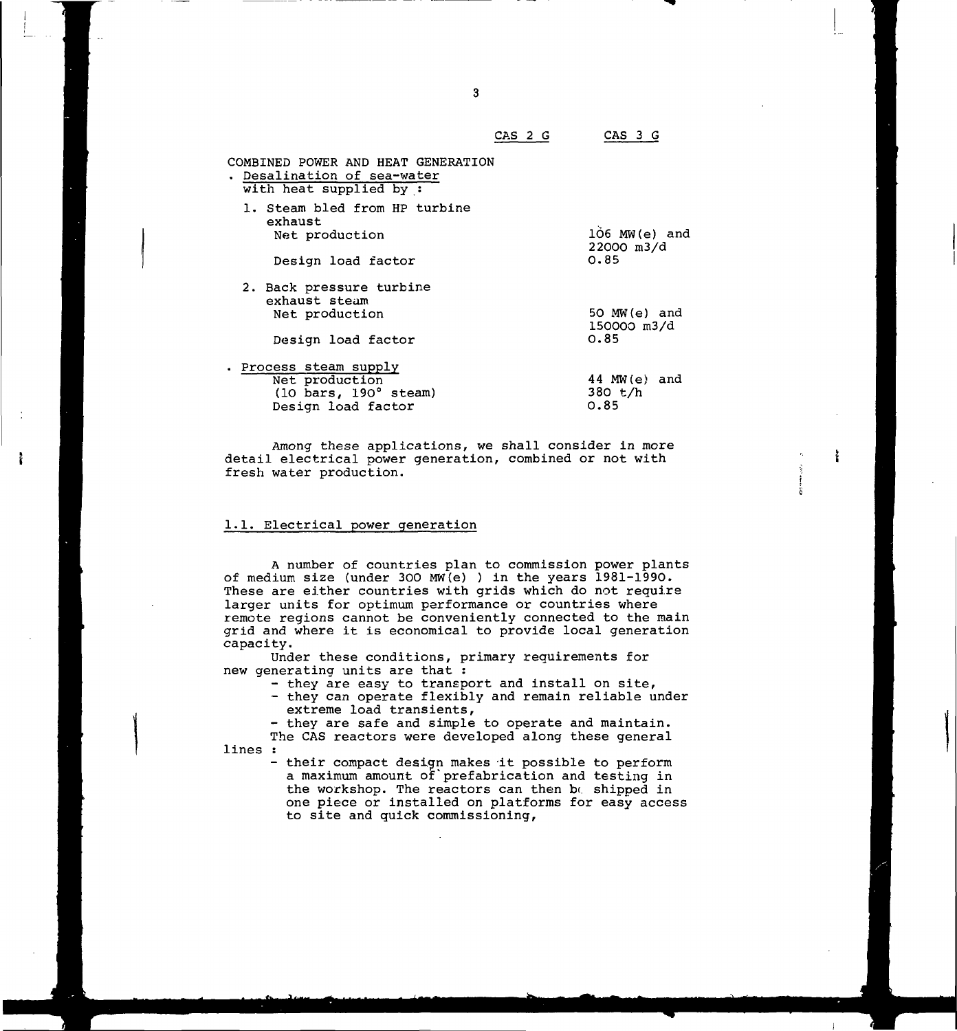| | CAS 2 G | CAS 3 G |
|---|---|---|
| COMBINED POWER AND HEAT GENERATION | | |
| . Desalination of sea-water with heat supplied by : | | |
| 1. Steam bled from HP turbine exhaust | | |
| Net production | | 106 MW(e) and 22000 m3/d |
| Design load factor | | 0.85 |
| 2. Back pressure turbine exhaust steam | | |
| Net production | | 50 MW(e) and 150000 m3/d |
| Design load factor | | 0.85 |
| . Process steam supply | | |
| Net production (10 bars, 190° steam) | | 44 MW(e) and 380 t/h |
| Design load factor | | 0.85 |

Among these applications, we shall consider in more detail electrical power generation, combined or not with fresh water production.

## 1.1. Electrical power generation

A number of countries plan to commission power plants of medium size (under 300 MW(e) ) in the years 1981-1990. These are either countries with grids which do not require larger units for optimum performance or countries where remote regions cannot be conveniently connected to the main grid and where it is economical to provide local generation capacity.

Under these conditions, primary requirements for new generating units are that :

- they are easy to transport and install on site,
- they can operate flexibly and remain reliable under extreme load transients,
- they are safe and simple to operate and maintain.

The CAS reactors were developed along these general lines :

- their compact design makes it possible to perform a maximum amount of prefabrication and testing in the workshop. The reactors can then be shipped in one piece or installed on platforms for easy access to site and quick commissioning,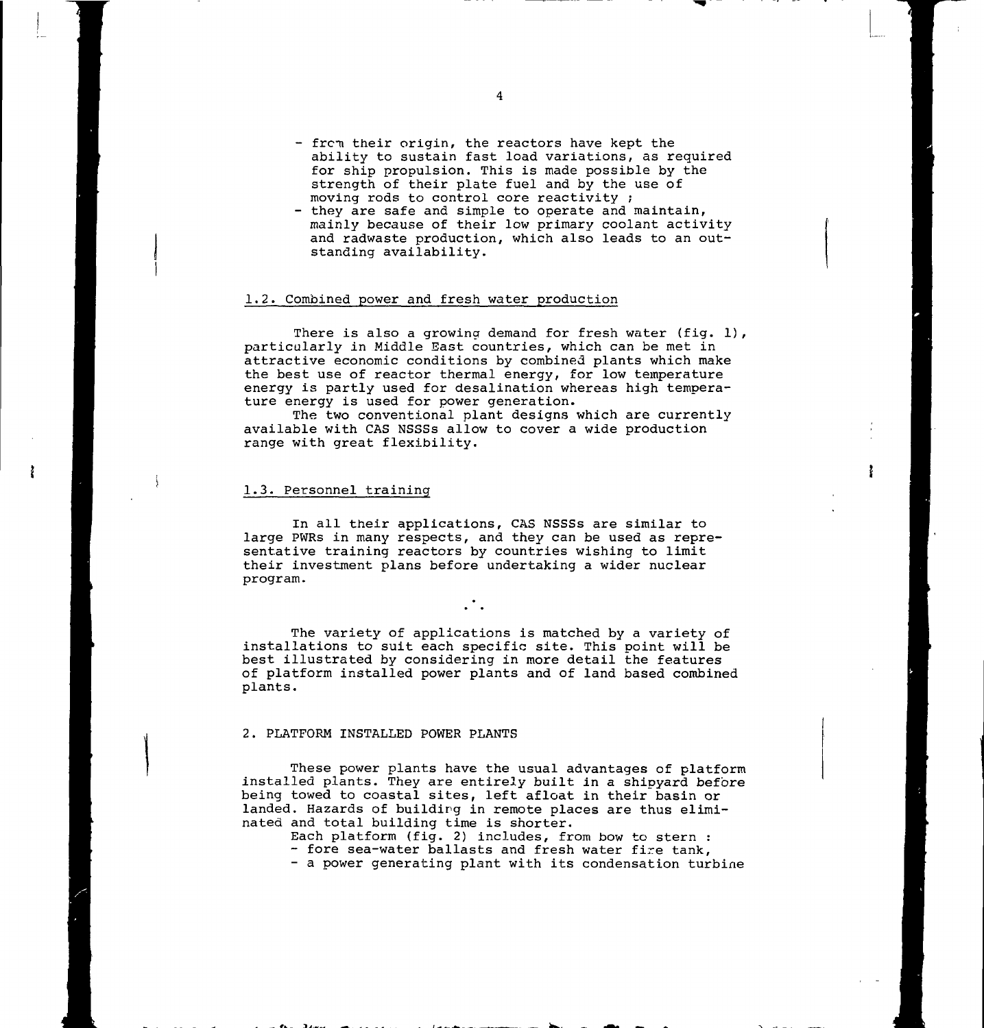- from their origin, the reactors have kept the ability to sustain fast load variations, as required for ship propulsion. This is made possible by the strength of their plate fuel and by the use of moving rods to control core reactivity ;
- they are safe and simple to operate and maintain, mainly because of their low primary coolant activity and radwaste production, which also leads to an outstanding availability.

### 1.2. Combined power and fresh water production

There is also a growing demand for fresh water (fig. 1), particularly in Middle East countries, which can be met in attractive economic conditions by combined plants which make the best use of reactor thermal energy, for low temperature energy is partly used for desalination whereas high temperature energy is used for power generation.

The two conventional plant designs which are currently available with CAS NSSSs allow to cover a wide production range with great flexibility.

### 1.3. Personnel training

In all their applications, CAS NSSSs are similar to large PWRs in many respects, and they can be used as representative training reactors by countries wishing to limit their investment plans before undertaking a wider nuclear program.

The variety of applications is matched by a variety of installations to suit each specific site. This point will be best illustrated by considering in more detail the features of platform installed power plants and of land based combined plants.

## 2. PLATFORM INSTALLED POWER PLANTS

These power plants have the usual advantages of platform installed plants. They are entirely built in a shipyard before being towed to coastal sites, left afloat in their basin or landed. Hazards of building in remote places are thus eliminated and total building time is shorter.

Each platform (fig. 2) includes, from bow to stern :

- fore sea-water ballasts and fresh water fire tank,
- a power generating plant with its condensation turbine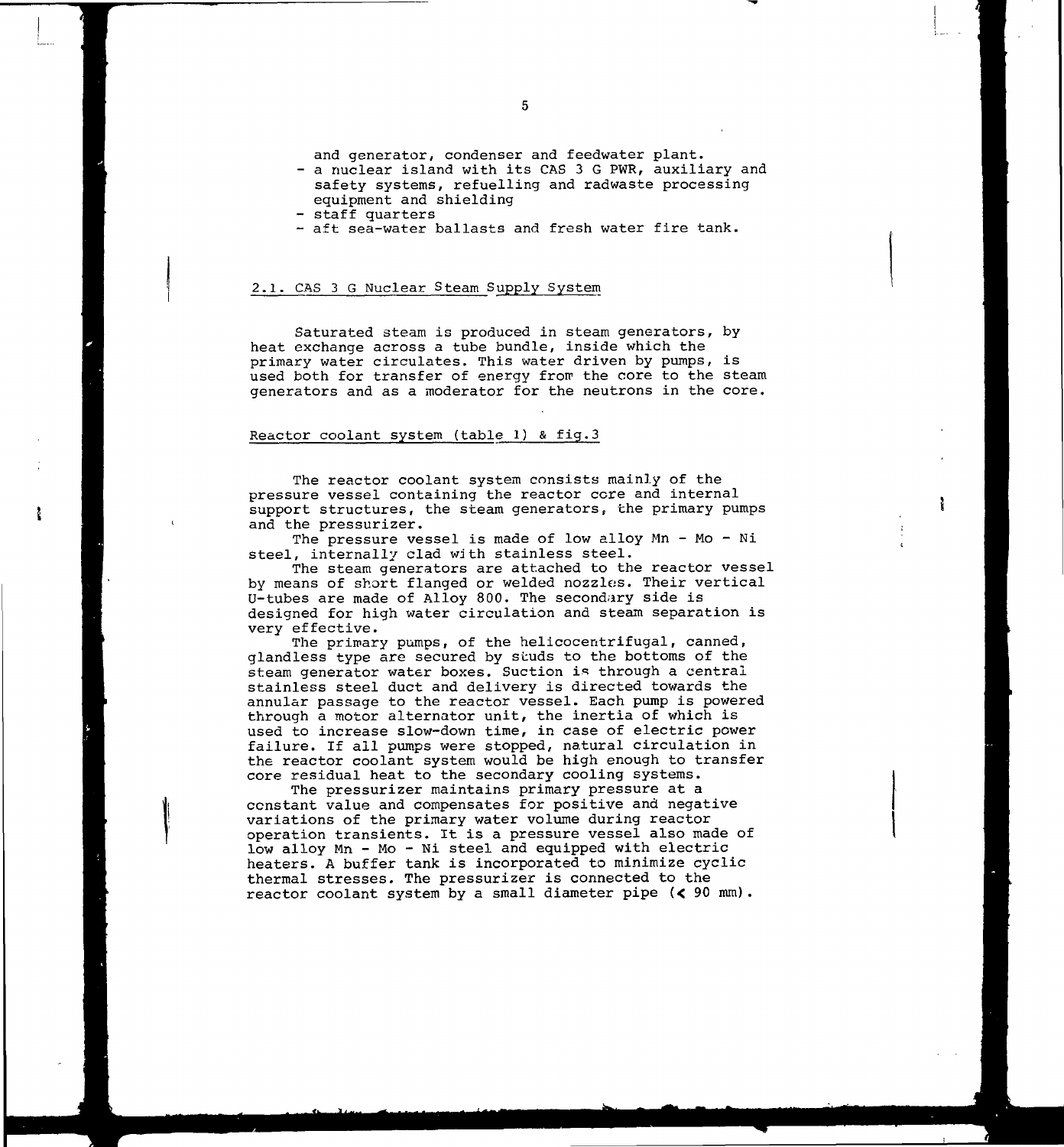and generator, condenser and feedwater plant.

- a nuclear island with its CAS 3 G PWR, auxiliary and safety systems, refuelling and radwaste processing equipment and shielding
- staff quarters
- aft sea-water ballasts and fresh water fire tank.

## 2.1. CAS 3 G Nuclear Steam Supply System

Saturated steam is produced in steam generators, by heat exchange across a tube bundle, inside which the primary water circulates. This water driven by pumps, is used both for transfer of energy from the core to the steam generators and as a moderator for the neutrons in the core.

### Reactor coolant system (table 1) & fig.3

The reactor coolant system consists mainly of the pressure vessel containing the reactor core and internal support structures, the steam generators, the primary pumps and the pressurizer.

The pressure vessel is made of low alloy Mn - Mo - Ni steel, internally clad with stainless steel.

The steam generators are attached to the reactor vessel by means of short flanged or welded nozzles. Their vertical U-tubes are made of Alloy 800. The secondary side is designed for high water circulation and steam separation is very effective.

The primary pumps, of the helicocentrifugal, canned, glandless type are secured by studs to the bottoms of the steam generator water boxes. Suction is through a central stainless steel duct and delivery is directed towards the annular passage to the reactor vessel. Each pump is powered through a motor alternator unit, the inertia of which is used to increase slow-down time, in case of electric power failure. If all pumps were stopped, natural circulation in the reactor coolant system would be high enough to transfer core residual heat to the secondary cooling systems.

The pressurizer maintains primary pressure at a constant value and compensates for positive and negative variations of the primary water volume during reactor operation transients. It is a pressure vessel also made of low alloy Mn - Mo - Ni steel and equipped with electric heaters. A buffer tank is incorporated to minimize cyclic thermal stresses. The pressurizer is connected to the reactor coolant system by a small diameter pipe ($<$ 90 mm).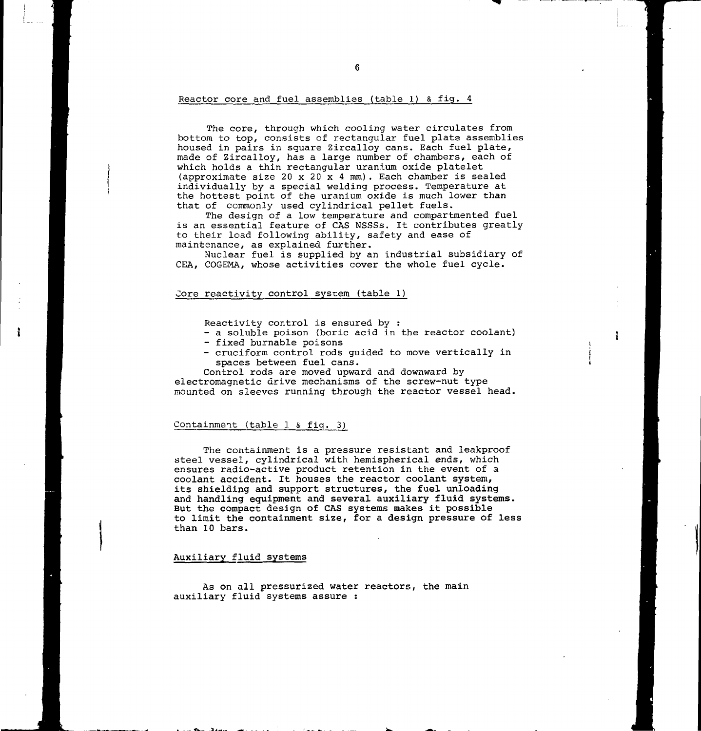## Reactor core and fuel assemblies (table 1) & fig. 4

The core, through which cooling water circulates from bottom to top, consists of rectangular fuel plate assemblies housed in pairs in square Zircalloy cans. Each fuel plate, made of Zircalloy, has a large number of chambers, each of which holds a thin rectangular uranium oxide platelet (approximate size 20 x 20 x 4 mm). Each chamber is sealed individually by a special welding process. Temperature at the hottest point of the uranium oxide is much lower than that of commonly used cylindrical pellet fuels.

The design of a low temperature and compartmented fuel is an essential feature of CAS NSSSs. It contributes greatly to their load following ability, safety and ease of maintenance, as explained further.

Nuclear fuel is supplied by an industrial subsidiary of CEA, COGEMA, whose activities cover the whole fuel cycle.

## Core reactivity control system (table 1)

Reactivity control is ensured by :

- a soluble poison (boric acid in the reactor coolant)
- fixed burnable poisons
- cruciform control rods guided to move vertically in spaces between fuel cans.

Control rods are moved upward and downward by electromagnetic drive mechanisms of the screw-nut type mounted on sleeves running through the reactor vessel head.

## Containment (table 1 & fig. 3)

The containment is a pressure resistant and leakproof steel vessel, cylindrical with hemispherical ends, which ensures radio-active product retention in the event of a coolant accident. It houses the reactor coolant system, its shielding and support structures, the fuel unloading and handling equipment and several auxiliary fluid systems. But the compact design of CAS systems makes it possible to limit the containment size, for a design pressure of less than 10 bars.

## Auxiliary fluid systems

As on all pressurized water reactors, the main auxiliary fluid systems assure :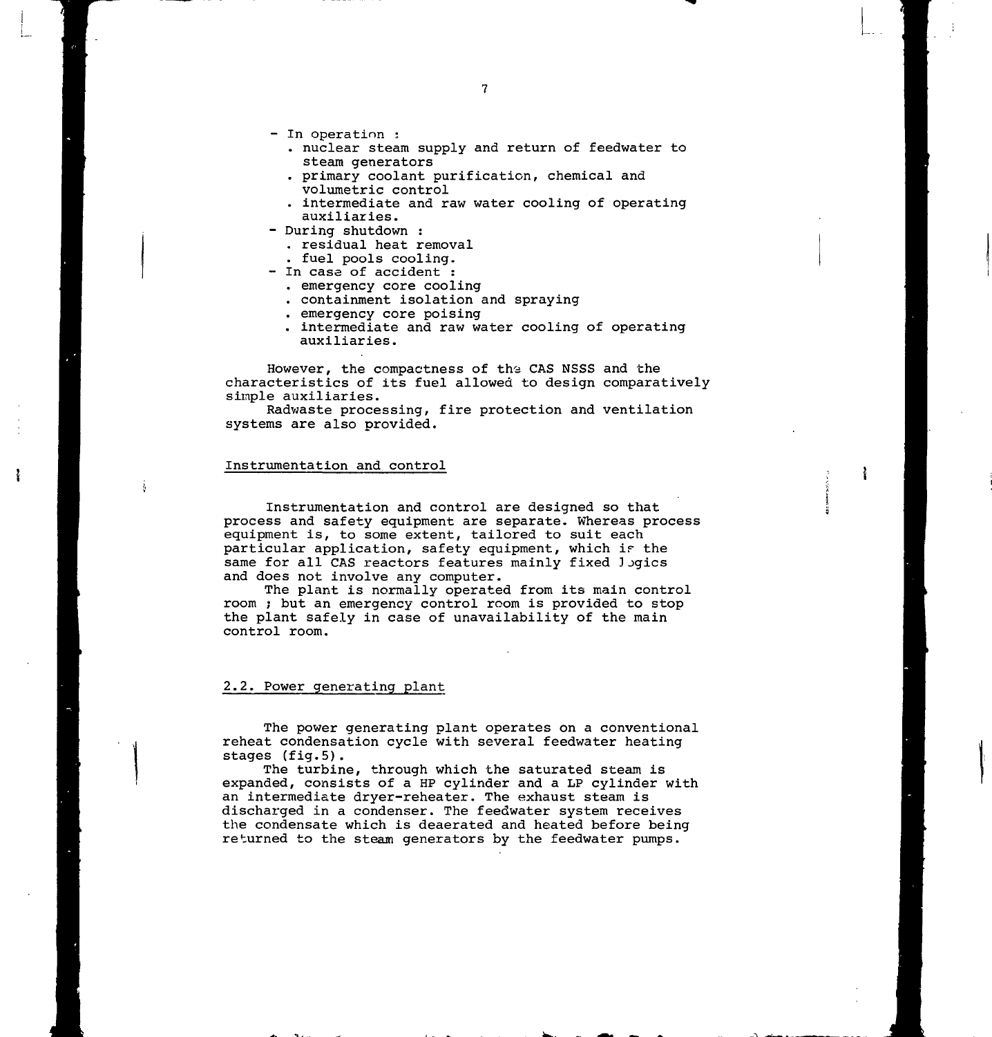- In operation :
  - nuclear steam supply and return of feedwater to steam generators
  - primary coolant purification, chemical and volumetric control
  - intermediate and raw water cooling of operating auxiliaries.
- During shutdown :
  - residual heat removal
  - fuel pools cooling.
- In case of accident :
  - emergency core cooling
  - containment isolation and spraying
  - emergency core poising
  - intermediate and raw water cooling of operating auxiliaries.

However, the compactness of the CAS NSSS and the characteristics of its fuel allowed to design comparatively simple auxiliaries.

Radwaste processing, fire protection and ventilation systems are also provided.

### Instrumentation and control

Instrumentation and control are designed so that process and safety equipment are separate. Whereas process equipment is, to some extent, tailored to suit each particular application, safety equipment, which is the same for all CAS reactors features mainly fixed logics and does not involve any computer.

The plant is normally operated from its main control room ; but an emergency control room is provided to stop the plant safely in case of unavailability of the main control room.

## 2.2. Power generating plant

The power generating plant operates on a conventional reheat condensation cycle with several feedwater heating stages (fig.5).

The turbine, through which the saturated steam is expanded, consists of a HP cylinder and a LP cylinder with an intermediate dryer-reheater. The exhaust steam is discharged in a condenser. The feedwater system receives the condensate which is deaerated and heated before being returned to the steam generators by the feedwater pumps.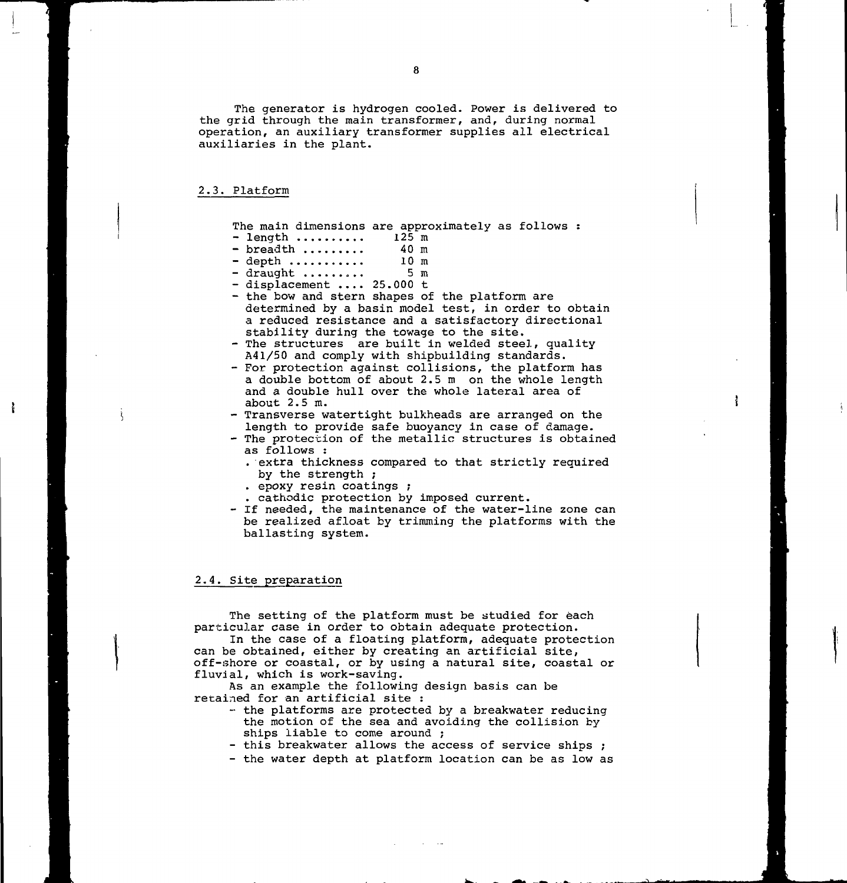The generator is hydrogen cooled. Power is delivered to the grid through the main transformer, and, during normal operation, an auxiliary transformer supplies all electrical auxiliaries in the plant.

## 2.3. Platform

The main dimensions are approximately as follows :

- length .......... 125 m
- breadth ......... 40 m
- depth ........... 10 m
- draught ......... 5 m
- displacement .... 25.000 t
- the bow and stern shapes of the platform are determined by a basin model test, in order to obtain a reduced resistance and a satisfactory directional stability during the towage to the site.
- The structures are built in welded steel, quality A41/50 and comply with shipbuilding standards.
- For protection against collisions, the platform has a double bottom of about 2.5 m on the whole length and a double hull over the whole lateral area of about 2.5 m.
- Transverse watertight bulkheads are arranged on the length to provide safe buoyancy in case of damage.
- The protection of the metallic structures is obtained as follows :
  - . extra thickness compared to that strictly required by the strength ;
  - . epoxy resin coatings ;
  - . cathodic protection by imposed current.
- If needed, the maintenance of the water-line zone can be realized afloat by trimming the platforms with the ballasting system.

## 2.4. Site preparation

The setting of the platform must be studied for each particular case in order to obtain adequate protection.

In the case of a floating platform, adequate protection can be obtained, either by creating an artificial site, off-shore or coastal, or by using a natural site, coastal or fluvial, which is work-saving.

As an example the following design basis can be retained for an artificial site :

- the platforms are protected by a breakwater reducing the motion of the sea and avoiding the collision by ships liable to come around ;
- this breakwater allows the access of service ships ;
- the water depth at platform location can be as low as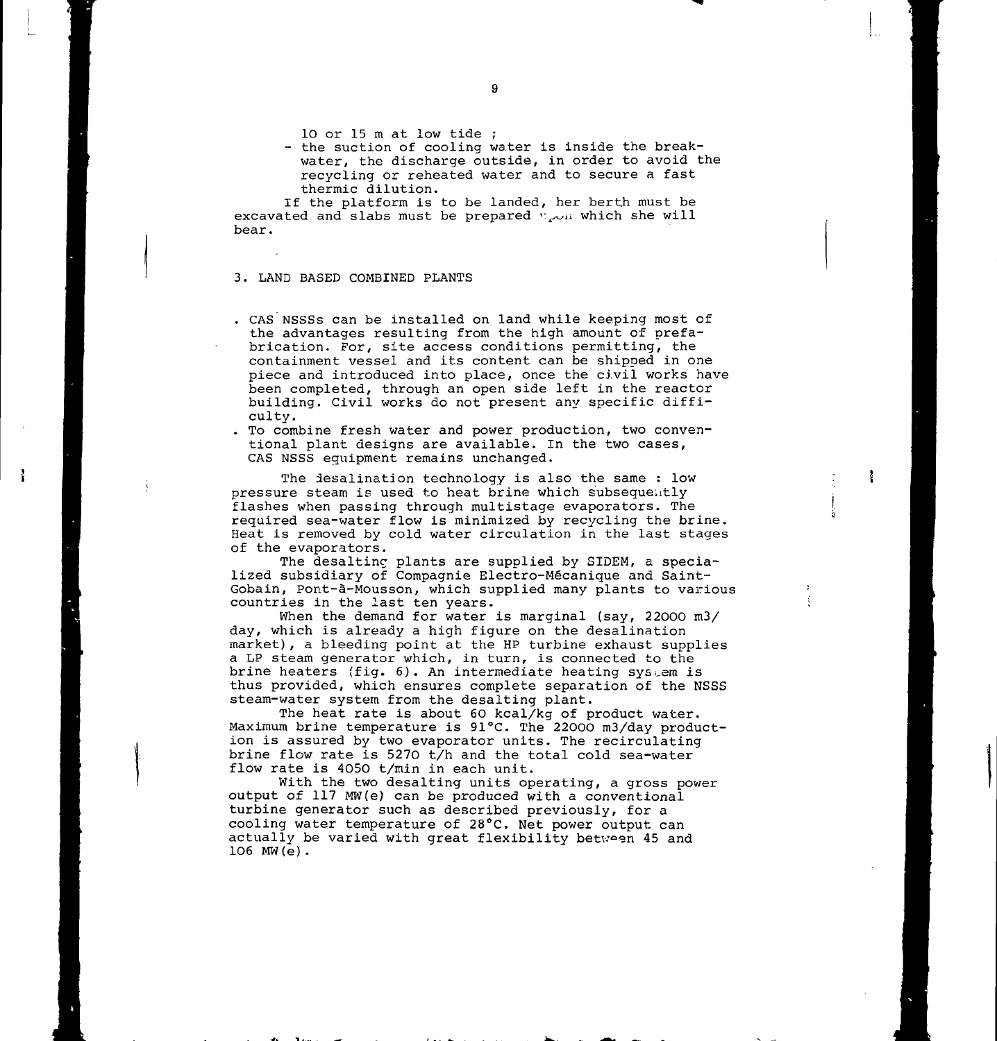10 or 15 m at low tide ;

- the suction of cooling water is inside the breakwater, the discharge outside, in order to avoid the recycling or reheated water and to secure a fast thermic dilution.

If the platform is to be landed, her berth must be excavated and slabs must be prepared upon which she will bear.

## 3. LAND BASED COMBINED PLANTS

- . CAS NSSSs can be installed on land while keeping most of the advantages resulting from the high amount of prefabrication. For, site access conditions permitting, the containment vessel and its content can be shipped in one piece and introduced into place, once the civil works have been completed, through an open side left in the reactor building. Civil works do not present any specific difficulty.
- . To combine fresh water and power production, two conventional plant designs are available. In the two cases, CAS NSSS equipment remains unchanged.

The desalination technology is also the same : low pressure steam is used to heat brine which subsequently flashes when passing through multistage evaporators. The required sea-water flow is minimized by recycling the brine. Heat is removed by cold water circulation in the last stages of the evaporators.

The desalting plants are supplied by SIDEM, a specialized subsidiary of Compagnie Electro-Mécanique and Saint-Gobain, Pont-à-Mousson, which supplied many plants to various countries in the last ten years.

When the demand for water is marginal (say, 22000 m3/day, which is already a high figure on the desalination market), a bleeding point at the HP turbine exhaust supplies a LP steam generator which, in turn, is connected to the brine heaters (fig. 6). An intermediate heating system is thus provided, which ensures complete separation of the NSSS steam-water system from the desalting plant.

The heat rate is about 60 kcal/kg of product water. Maximum brine temperature is 91°C. The 22000 m3/day production is assured by two evaporator units. The recirculating brine flow rate is 5270 t/h and the total cold sea-water flow rate is 4050 t/min in each unit.

With the two desalting units operating, a gross power output of 117 MW(e) can be produced with a conventional turbine generator such as described previously, for a cooling water temperature of 28°C. Net power output can actually be varied with great flexibility between 45 and 106 MW(e).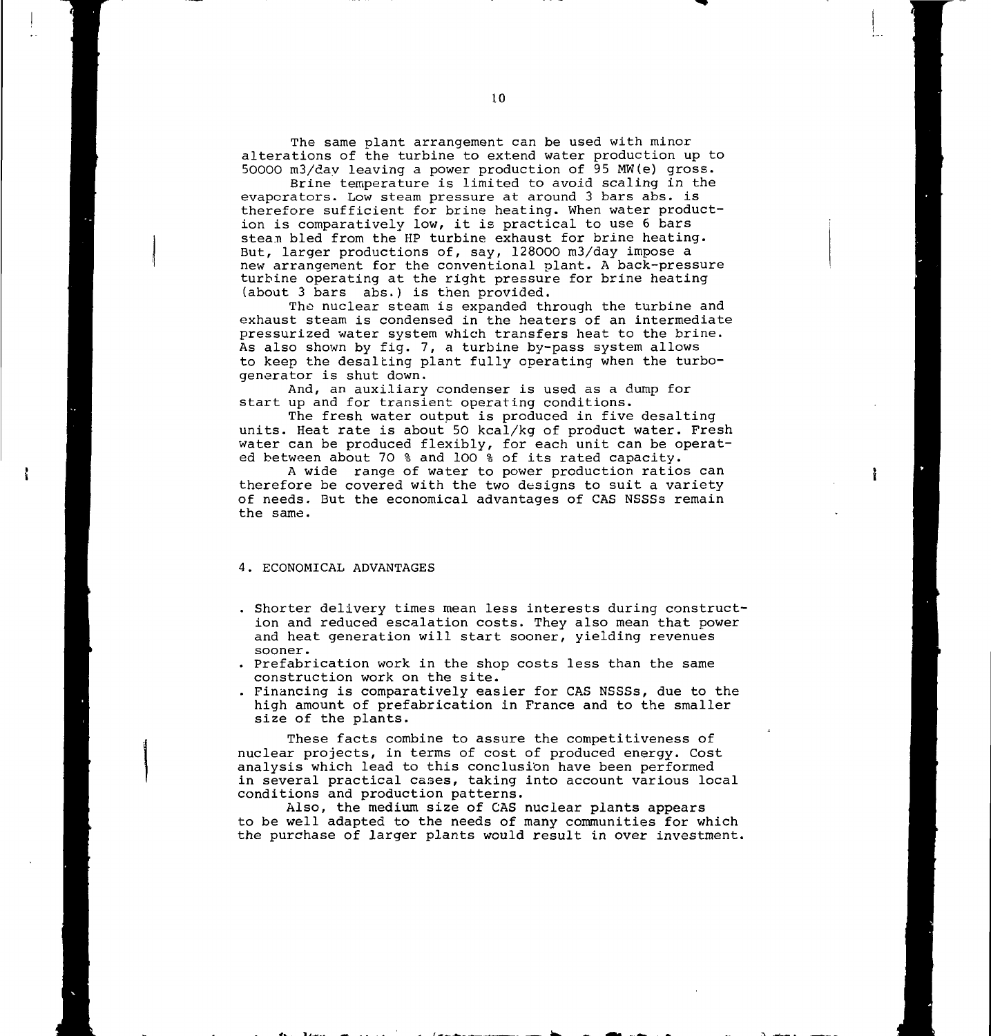The same plant arrangement can be used with minor alterations of the turbine to extend water production up to 50000 m3/day leaving a power production of 95 MW(e) gross.

Brine temperature is limited to avoid scaling in the evaporators. Low steam pressure at around 3 bars abs. is therefore sufficient for brine heating. When water production is comparatively low, it is practical to use 6 bars steam bled from the HP turbine exhaust for brine heating. But, larger productions of, say, 128000 m3/day impose a new arrangement for the conventional plant. A back-pressure turbine operating at the right pressure for brine heating (about 3 bars abs.) is then provided.

The nuclear steam is expanded through the turbine and exhaust steam is condensed in the heaters of an intermediate pressurized water system which transfers heat to the brine. As also shown by fig. 7, a turbine by-pass system allows to keep the desalting plant fully operating when the turbogenerator is shut down.

And, an auxiliary condenser is used as a dump for start up and for transient operating conditions.

The fresh water output is produced in five desalting units. Heat rate is about 50 kcal/kg of product water. Fresh water can be produced flexibly, for each unit can be operated between about 70 % and 100 % of its rated capacity.

A wide range of water to power production ratios can therefore be covered with the two designs to suit a variety of needs. But the economical advantages of CAS NSSSs remain the same.

## 4. ECONOMICAL ADVANTAGES

- Shorter delivery times mean less interests during construction and reduced escalation costs. They also mean that power and heat generation will start sooner, yielding revenues sooner.
- Prefabrication work in the shop costs less than the same construction work on the site.
- Financing is comparatively easier for CAS NSSSs, due to the high amount of prefabrication in France and to the smaller size of the plants.

These facts combine to assure the competitiveness of nuclear projects, in terms of cost of produced energy. Cost analysis which lead to this conclusion have been performed in several practical cases, taking into account various local conditions and production patterns.

Also, the medium size of CAS nuclear plants appears to be well adapted to the needs of many communities for which the purchase of larger plants would result in over investment.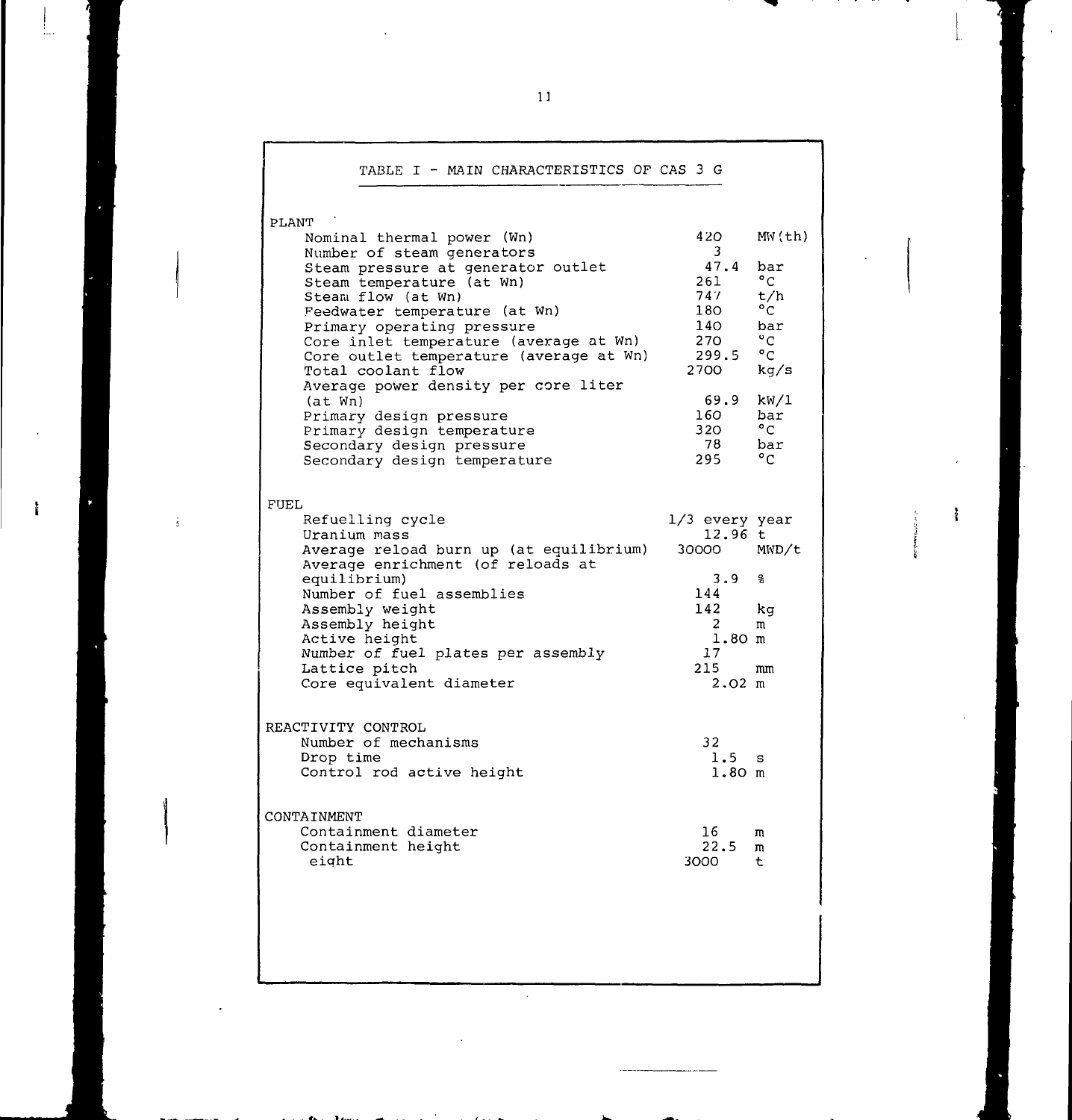## TABLE I - MAIN CHARACTERISTICS OF CAS 3 G

| | | |
|---|---|---|
| **PLANT** | | |
| Nominal thermal power (Wn) | 420 | MW(th) |
| Number of steam generators | 3 | |
| Steam pressure at generator outlet | 47.4 | bar |
| Steam temperature (at Wn) | 261 | °C |
| Steam flow (at Wn) | 747 | t/h |
| Feedwater temperature (at Wn) | 180 | °C |
| Primary operating pressure | 140 | bar |
| Core inlet temperature (average at Wn) | 270 | °C |
| Core outlet temperature (average at Wn) | 299.5 | °C |
| Total coolant flow | 2700 | kg/s |
| Average power density per core liter (at Wn) | 69.9 | kW/l |
| Primary design pressure | 160 | bar |
| Primary design temperature | 320 | °C |
| Secondary design pressure | 78 | bar |
| Secondary design temperature | 295 | °C |
| **FUEL** | | |
| Refuelling cycle | 1/3 every year | |
| Uranium mass | 12.96 | t |
| Average reload burn up (at equilibrium) | 30000 | MWD/t |
| Average enrichment (of reloads at equilibrium) | 3.9 | % |
| Number of fuel assemblies | 144 | |
| Assembly weight | 142 | kg |
| Assembly height | 2 | m |
| Active height | 1.80 | m |
| Number of fuel plates per assembly | 17 | |
| Lattice pitch | 215 | mm |
| Core equivalent diameter | 2.02 | m |
| **REACTIVITY CONTROL** | | |
| Number of mechanisms | 32 | |
| Drop time | 1.5 | s |
| Control rod active height | 1.80 | m |
| **CONTAINMENT** | | |
| Containment diameter | 16 | m |
| Containment height | 22.5 | m |
| eight | 3000 | t |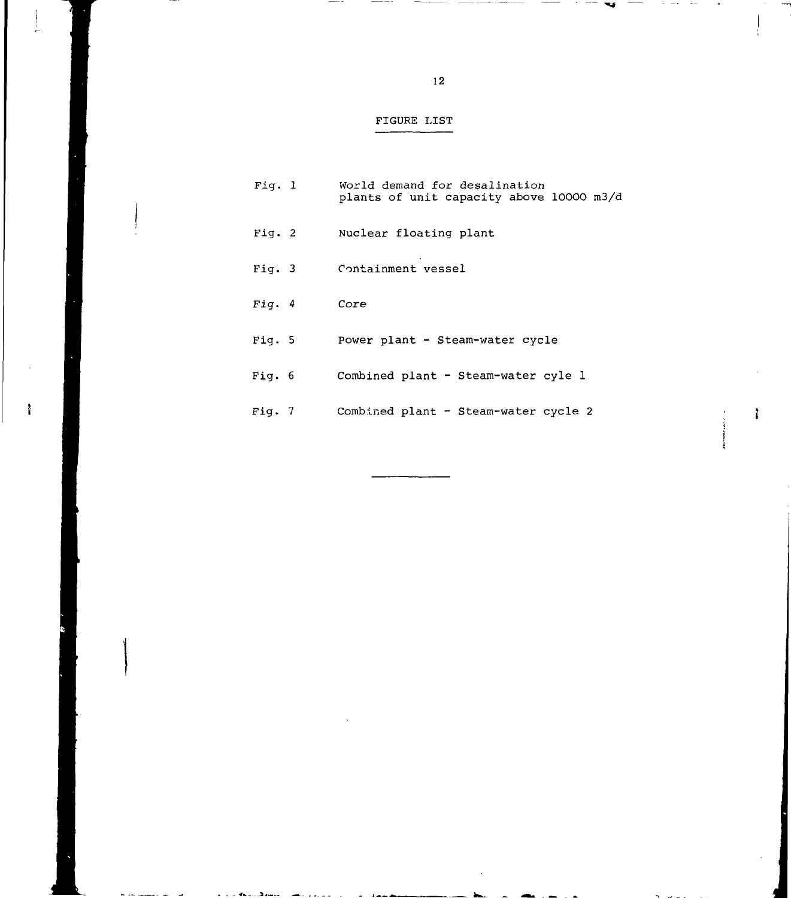## FIGURE LIST

| | |
|---|---|
| Fig. 1 | World demand for desalination plants of unit capacity above 10000 m3/d |
| Fig. 2 | Nuclear floating plant |
| Fig. 3 | Containment vessel |
| Fig. 4 | Core |
| Fig. 5 | Power plant - Steam-water cycle |
| Fig. 6 | Combined plant - Steam-water cyle 1 |
| Fig. 7 | Combined plant - Steam-water cycle 2 |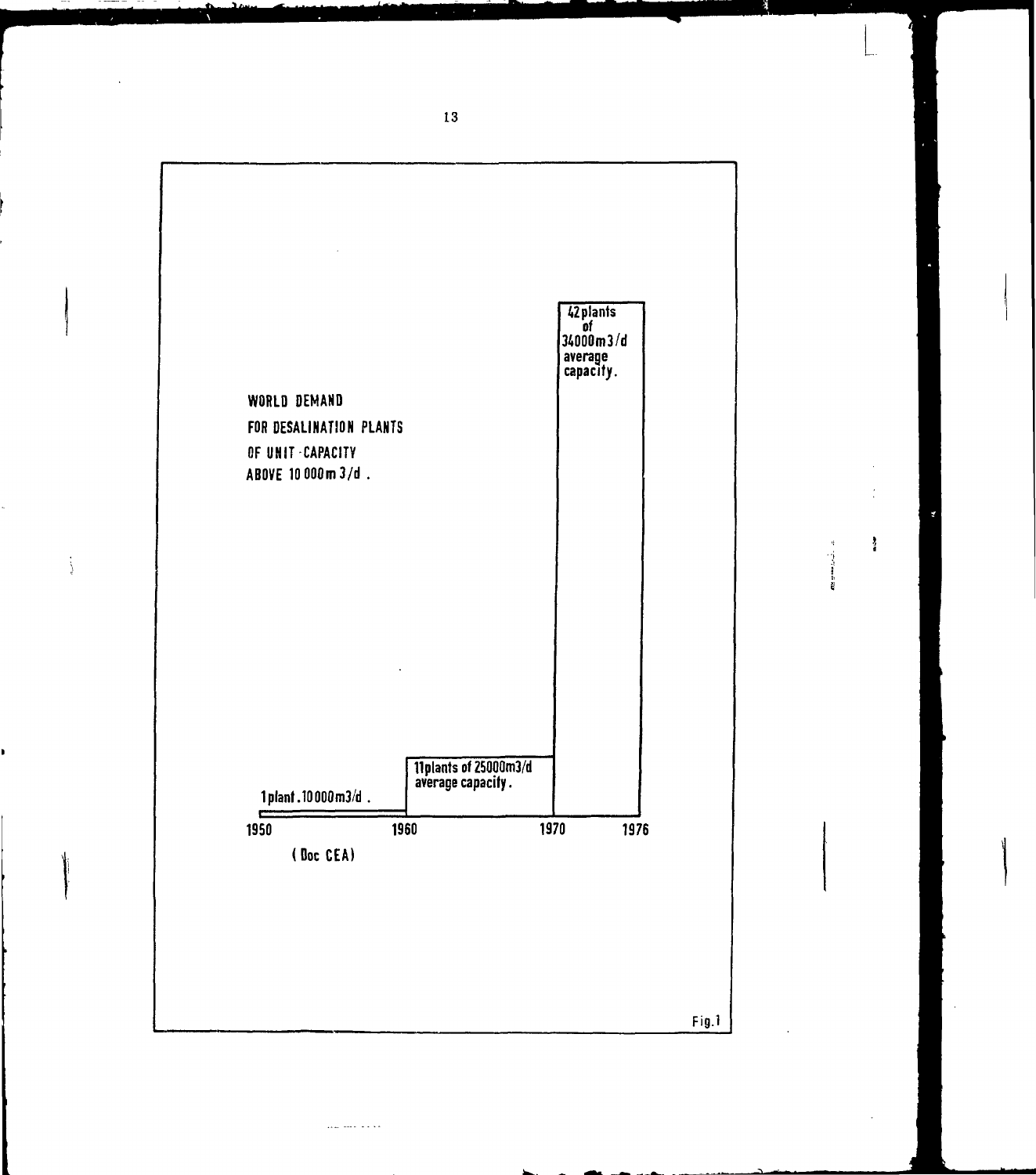WORLD DEMAND
FOR DESALINATION PLANTS
OF UNIT-CAPACITY
ABOVE 10 000 m 3/d .

42 plants of 34000 m 3/d average capacity.

11 plants of 25000 m3/d average capacity.

1 plant . 10 000 m3/d .

1950 1960 1970 1976

( Doc CEA)

Fig.1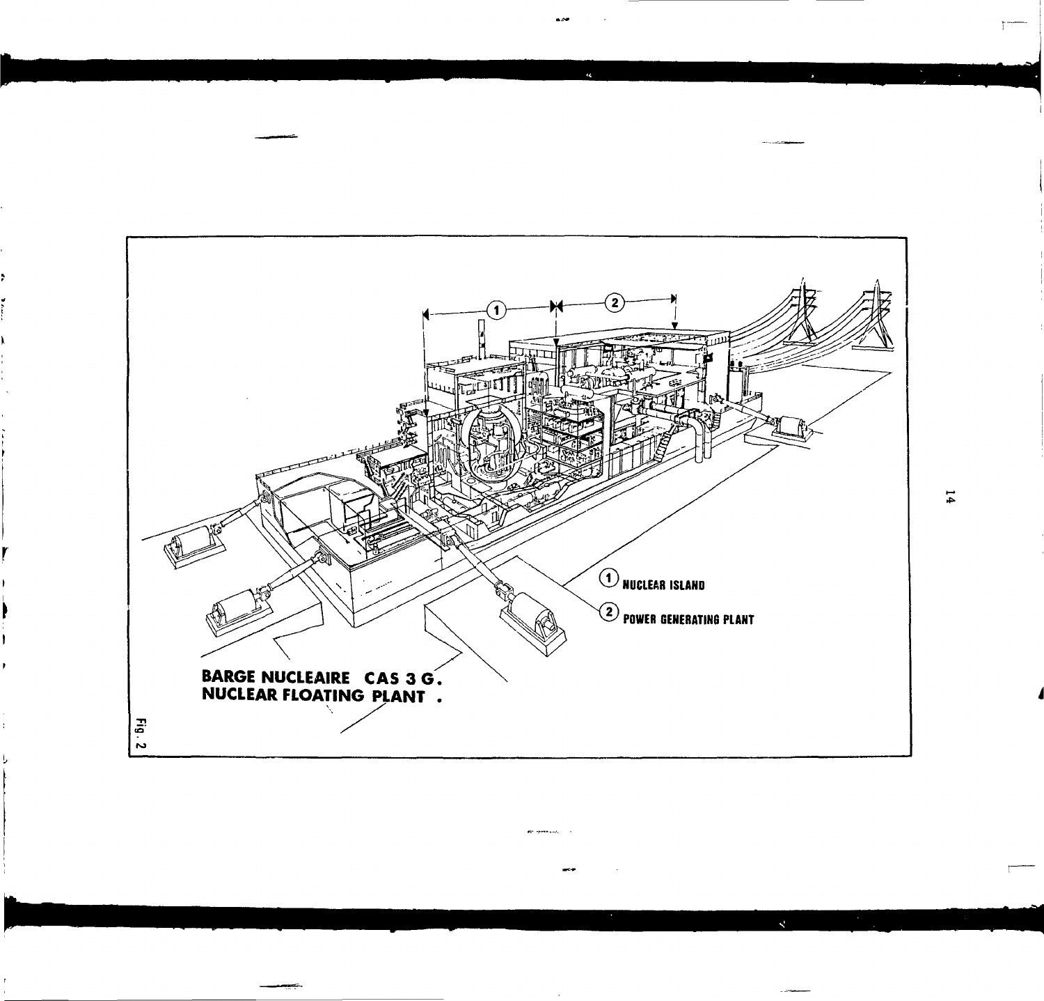① NUCLEAR ISLAND

② POWER GENERATING PLANT

BARGE NUCLEAIRE CAS 3 G.
NUCLEAR FLOATING PLANT.

Fig. 2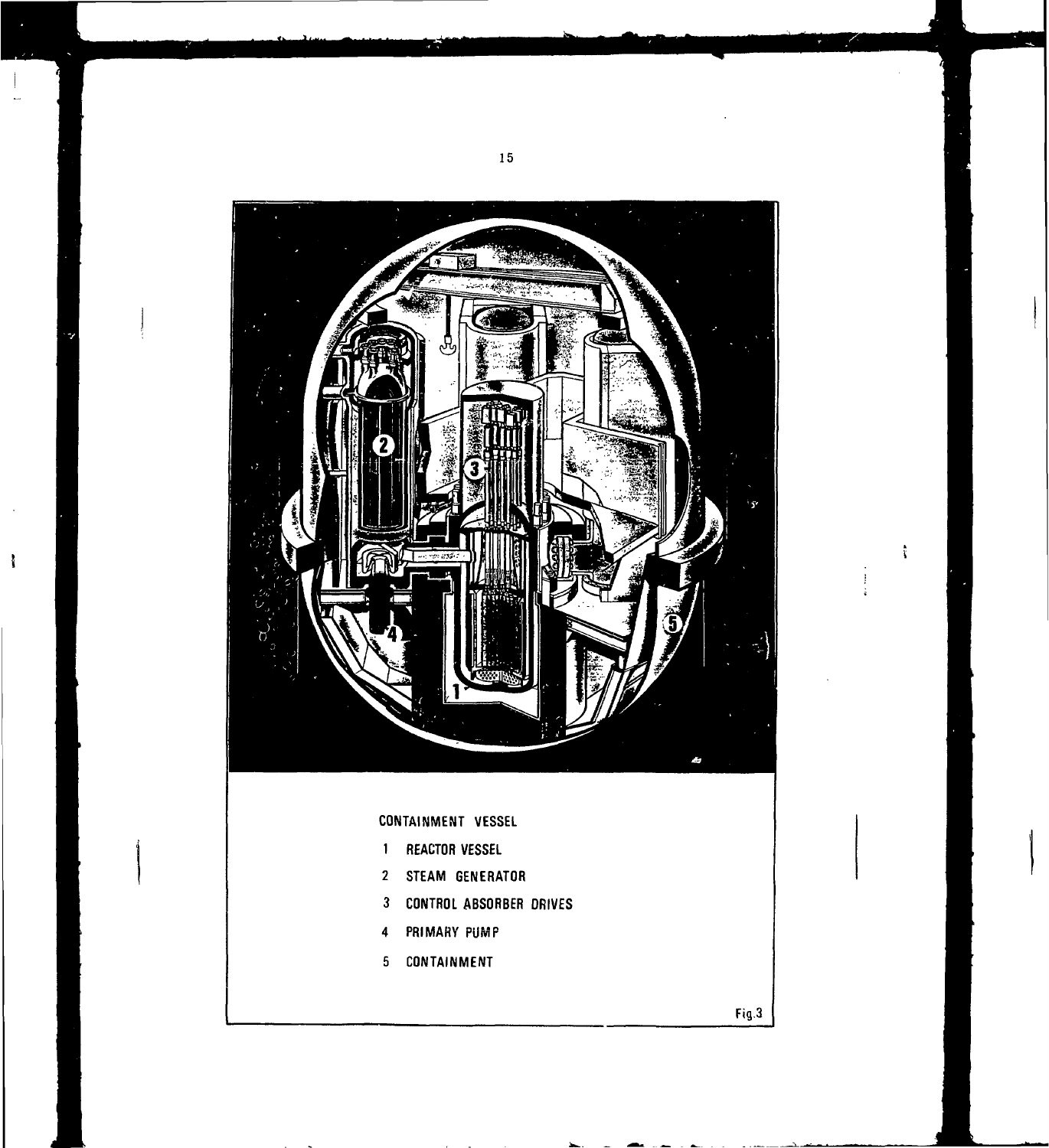CONTAINMENT VESSEL

1 REACTOR VESSEL

2 STEAM GENERATOR

3 CONTROL ABSORBER DRIVES

4 PRIMARY PUMP

5 CONTAINMENT

Fig.3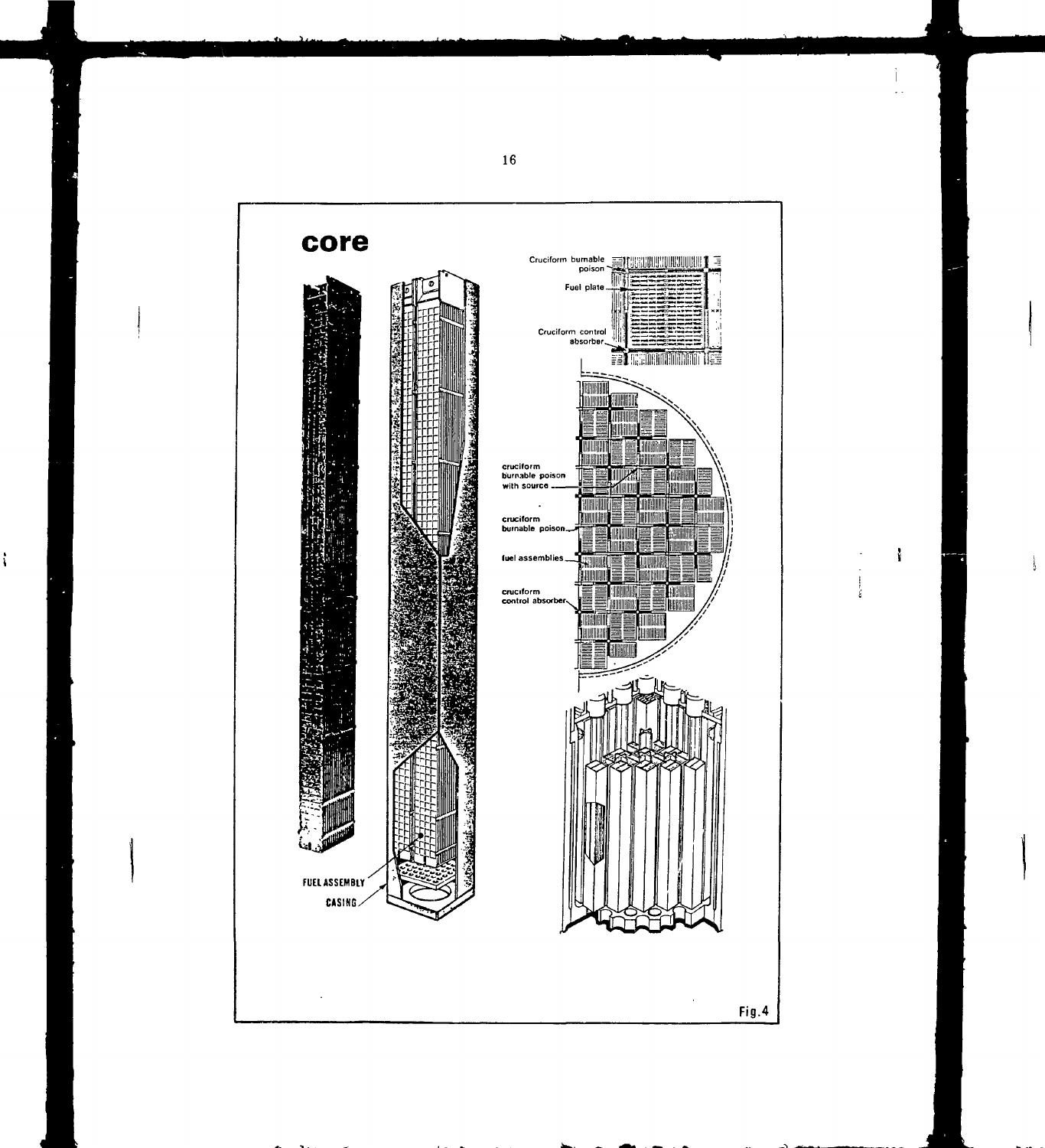# core

Cruciform burnable poison

Fuel plate

Cruciform control absorber

cruciform burnable poison with source

cruciform burnable poison

fuel assemblies

cruciform control absorber

FUEL ASSEMBLY

CASING

Fig.4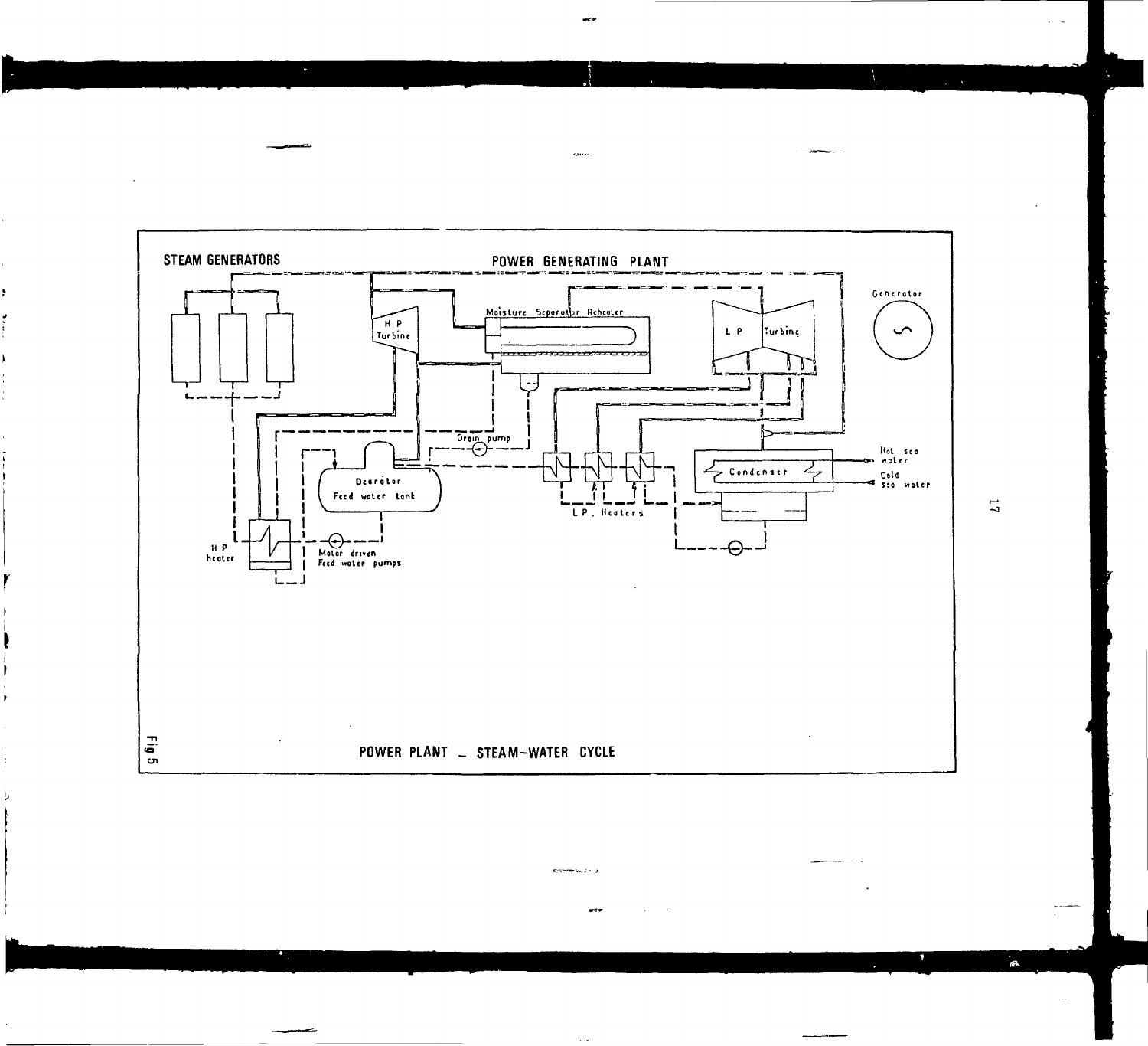STEAM GENERATORS

POWER GENERATING PLANT

HP Turbine

Moisture Separator Reheater

LP Turbine

Generator

Drain pump

Deaerator Feed water tank

LP Heaters

Condenser

Hot sea water

Cold sea water

HP heater

Motor driven Feed water pumps

Fig 5 POWER PLANT – STEAM-WATER CYCLE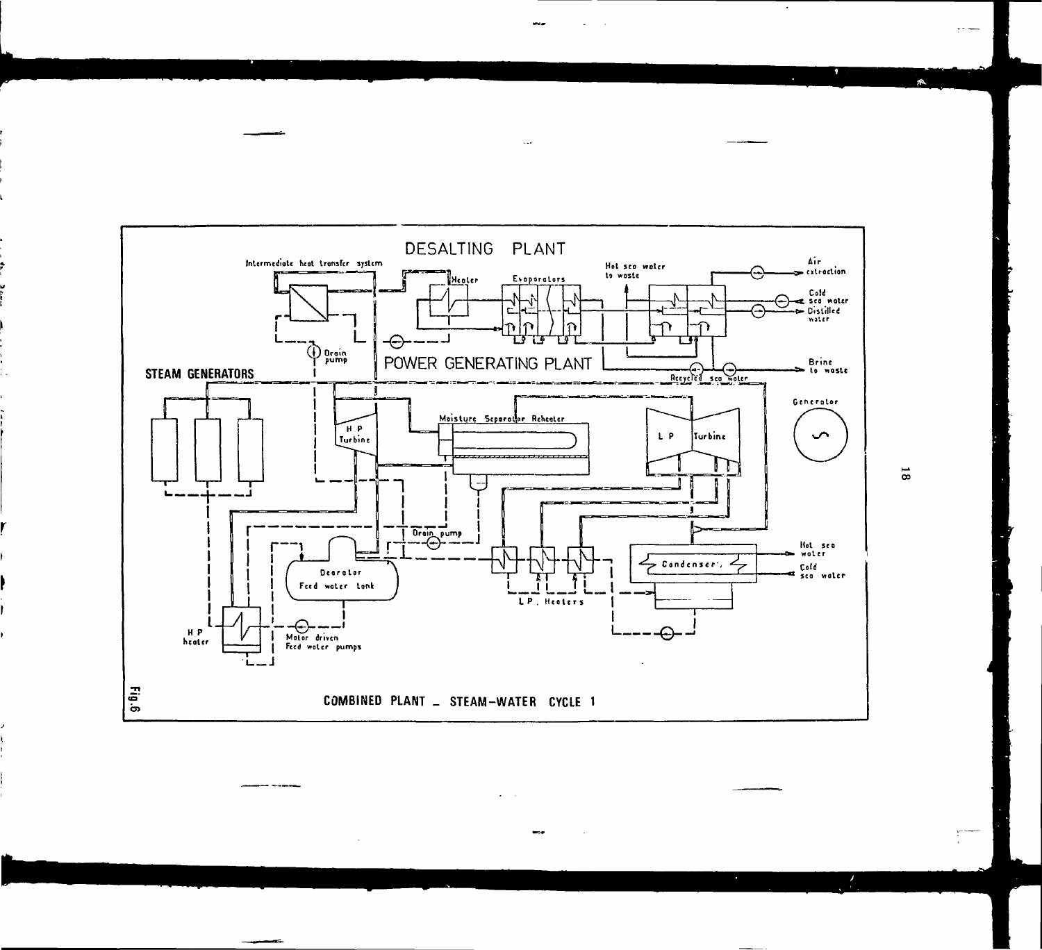Fig.6 COMBINED PLANT _ STEAM-WATER CYCLE 1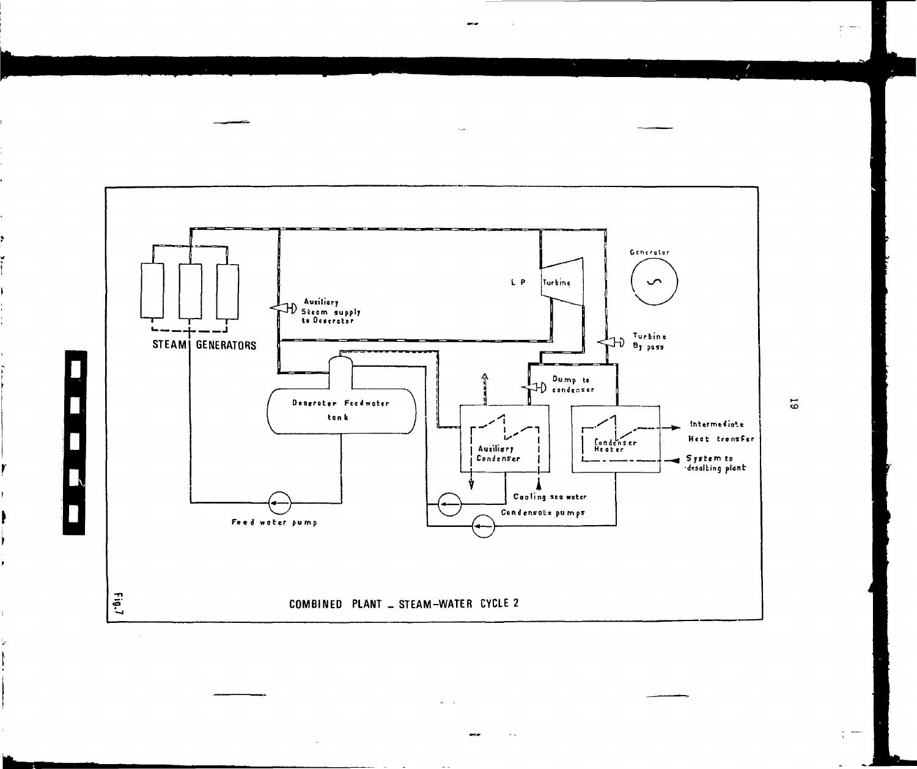Generator

L P Turbine

Auxiliary Steam supply to Deaerator

Turbine By pass

STEAM GENERATORS

Dump to condenser

Deaerator Feedwater tank

Auxiliary Condenser

Condenser Heater

Intermediate Heat transfer System to desalting plant

Cooling sea water

Condensate pumps

Feed water pump

Fig.7 COMBINED PLANT _ STEAM-WATER CYCLE 2